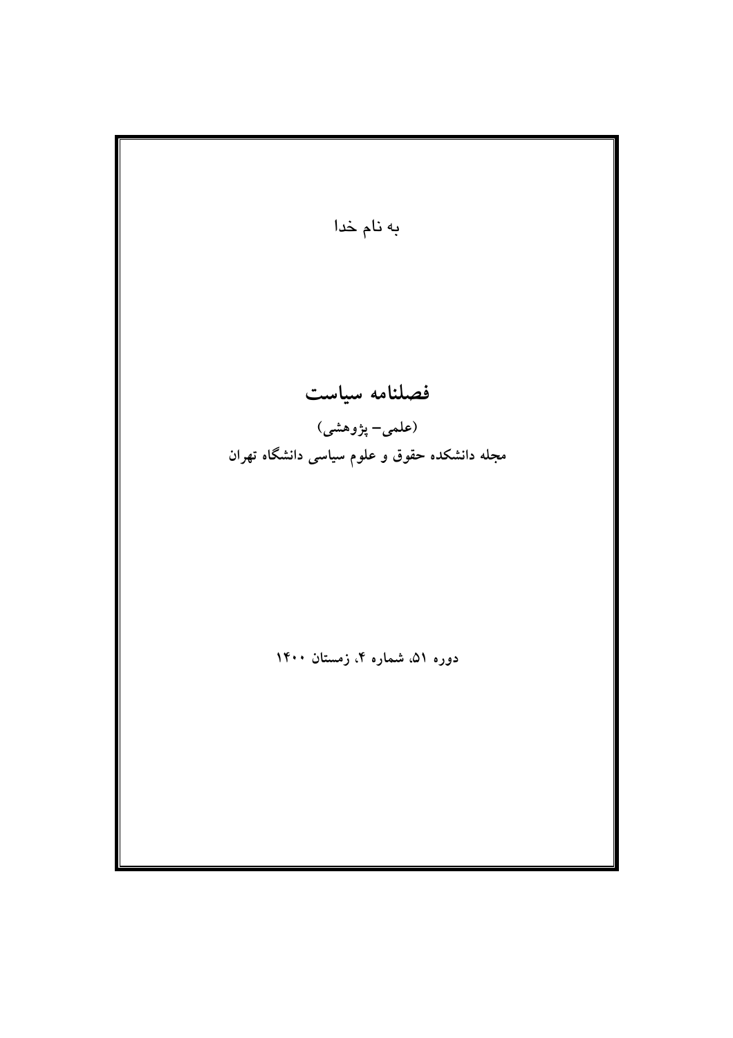به نام خدا

# فصلنامه سیاست

**(علمی– پژوهشی)**

**مجله دانشکده حقوق و علوم سیاسی دانشگاه تهران**

**دوره ۵۱، شماره ۴، زمستان ۱۴۰۰**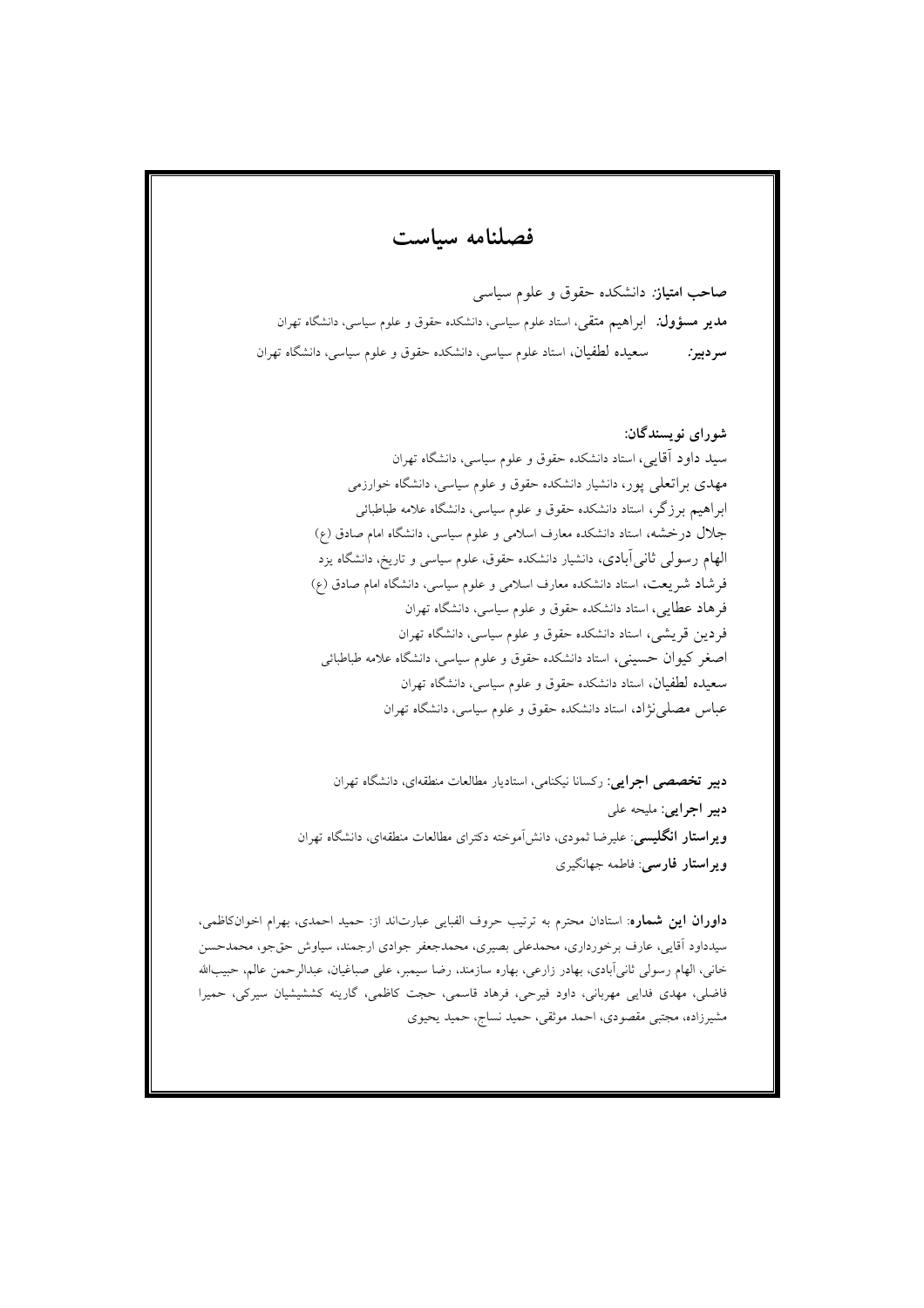# فصلنامه سیاست

**صاحب امتیاز:** دانشکده حقوق و علوم سیاسی

**مدیر مسؤول:** ابراهیم متقی، استاد علوم سیاسی، دانشکده حقوق و علوم سیاسی، دانشگاه تهران

**سردبیر:** سعیده لطفیان، استاد علوم سیاسی، دانشکده حقوق و علوم سیاسی، دانشگاه تهران

**شورای نویسندگان:**

سید داود آقایی، استاد دانشکده حقوق و علوم سیاسی، دانشگاه تهران

مهدی براتعلی پور، دانشیار دانشکده حقوق و علوم سیاسی، دانشگاه خوارزمی

ابراهیم برزگر، استاد دانشکده حقوق و علوم سیاسی، دانشگاه علامه طباطبائی

جلال درخشه، استاد دانشکده معارف اسلامی و علوم سیاسی، دانشگاه امام صادق (ع)

الهام رسولی ثانی‌آبادی، دانشیار دانشکده حقوق، علوم سیاسی و تاریخ، دانشگاه یزد

فرشاد شریعت، استاد دانشکده معارف اسلامی و علوم سیاسی، دانشگاه امام صادق (ع)

فرهاد عطایی، استاد دانشکده حقوق و علوم سیاسی، دانشگاه تهران

فردین قریشی، استاد دانشکده حقوق و علوم سیاسی، دانشگاه تهران

اصغر کیوان حسینی، استاد دانشکده حقوق و علوم سیاسی، دانشگاه علامه طباطبائی

سعیده لطفیان، استاد دانشکده حقوق و علوم سیاسی، دانشگاه تهران

عباس مصلی‌نژاد، استاد دانشکده حقوق و علوم سیاسی، دانشگاه تهران

**دبیر تخصصی اجرایی:** رکسانا نیکنامی، استادیار مطالعات منطقه‌ای، دانشگاه تهران

**دبیر اجرایی:** ملیحه علی

**ویراستار انگلیسی:** علیرضا ثمودی، دانش‌آموخته دکترای مطالعات منطقه‌ای، دانشگاه تهران

**ویراستار فارسی:** فاطمه جهانگیری

**داوران این شماره:** استادان محترم به ترتیب حروف الفبایی عبارت‌اند از: حمید احمدی، بهرام اخوان‌کاظمی، سیدداود آقایی، عارف برخورداری، محمدعلی بصیری، محمدجعفر جوادی ارجمند، سیاوش حق‌جو، محمدحسن خانی، الهام رسولی ثانی‌آبادی، بهادر زارعی، بهاره سازمند، رضا سیمبر، علی صباغیان، عبدالرحمن عالم، حبیب‌الله فاضلی، مهدی فدایی مهربانی، داود فیرحی، فرهاد قاسمی، حجت کاظمی، گارینه کششیشیان سیرکی، حمیرا مشیرزاده، مجتبی مقصودی، احمد موثقی، حمید نساج، حمید یحیوی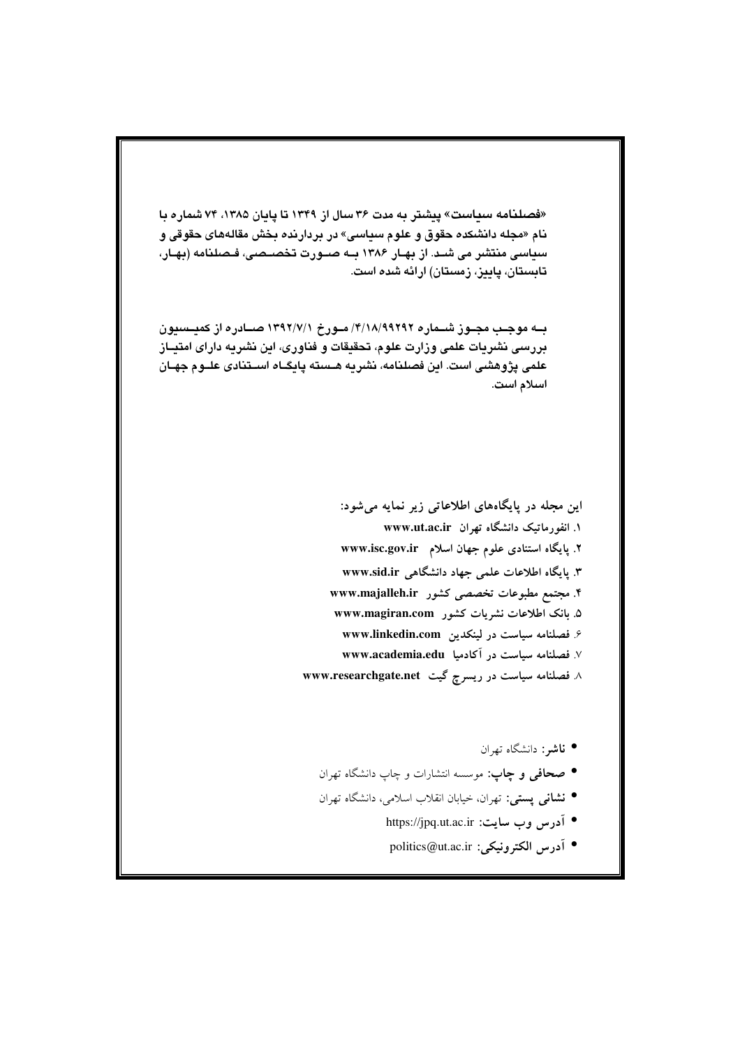«فصلنامه سیاست» پیشتر به مدت ۳۶ سال از ۱۳۴۹ تا پایان ۱۳۸۵، ۷۴ شماره با نام «مجله دانشکده حقوق و علوم سیاسی» در بردارنده بخش مقاله‌های حقوقی و سیاسی منتشر می شد. از بهار ۱۳۸۶ به صورت تخصصی، فصلنامه (بهار، تابستان، پاییز، زمستان) ارائه شده است.

به موجب مجوز شماره ۴/۱۸/۹۹۲۹۲/ مورخ ۱۳۹۲/۷/۱ صادره از کمیسیون بررسی نشریات علمی وزارت علوم، تحقیقات و فناوری، این نشریه دارای امتیاز علمی پژوهشی است. این فصلنامه، نشریه هسته پایگاه استنادی علوم جهان اسلام است.

این مجله در پایگاه‌های اطلاعاتی زیر نمایه می‌شود:

۱. انفورماتیک دانشگاه تهران www.ut.ac.ir
۲. پایگاه استنادی علوم جهان اسلام www.isc.gov.ir
۳. پایگاه اطلاعات علمی جهاد دانشگاهی www.sid.ir
۴. مجتمع مطبوعات تخصصی کشور www.majalleh.ir
۵. بانک اطلاعات نشریات کشور www.magiran.com
۶. فصلنامه سیاست در لینکدین www.linkedin.com
۷. فصلنامه سیاست در آکادمیا www.academia.edu
۸. فصلنامه سیاست در ریسرچ گیت www.researchgate.net

- **ناشر:** دانشگاه تهران
- **صحافی و چاپ:** موسسه انتشارات و چاپ دانشگاه تهران
- **نشانی پستی:** تهران، خیابان انقلاب اسلامی، دانشگاه تهران
- **آدرس وب سایت:** https://jpq.ut.ac.ir
- **آدرس الکترونیکی:** politics@ut.ac.ir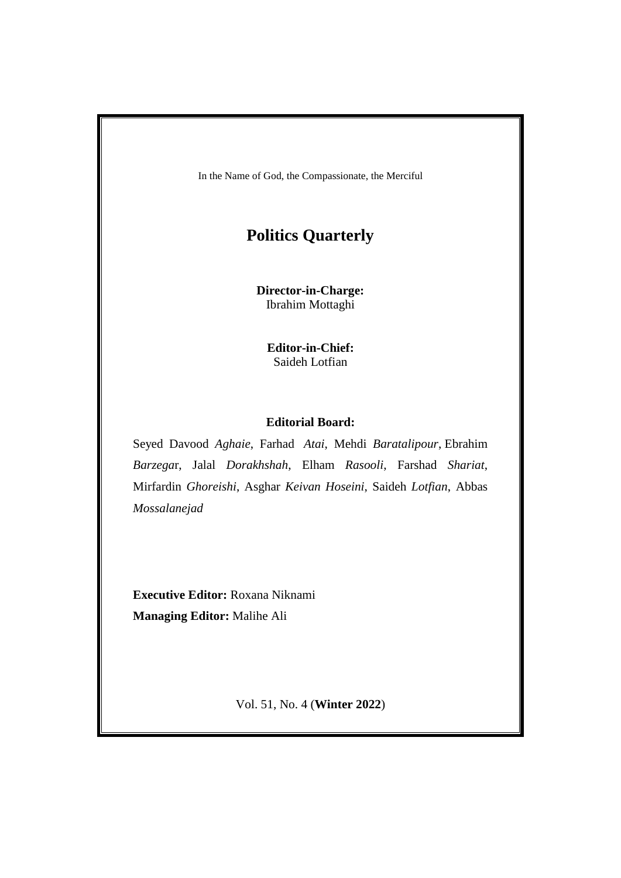In the Name of God, the Compassionate, the Merciful

# Politics Quarterly

**Director-in-Charge:**
Ibrahim Mottaghi

**Editor-in-Chief:**
Saideh Lotfian

**Editorial Board:**

Seyed Davood *Aghaie*, Farhad *Atai*, Mehdi *Baratalipour*, Ebrahim *Barzega*r, Jalal *Dorakhshah*, Elham *Rasooli*, Farshad *Shariat*, Mirfardin *Ghoreishi*, Asghar *Keivan Hoseini*, Saideh *Lotfian*, Abbas *Mossalanejad*

**Executive Editor:** Roxana Niknami
**Managing Editor:** Malihe Ali

Vol. 51, No. 4 (**Winter 2022**)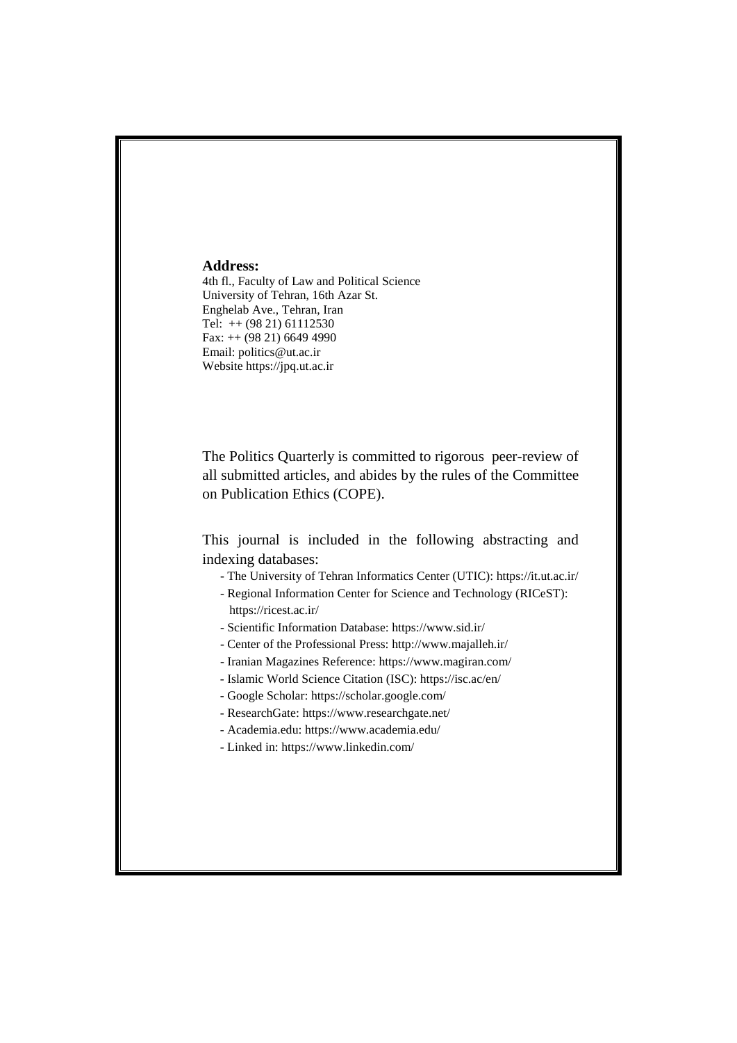**Address:**

4th fl., Faculty of Law and Political Science
University of Tehran, 16th Azar St.
Enghelab Ave., Tehran, Iran
Tel: ++ (98 21) 61112530
Fax: ++ (98 21) 6649 4990
Email: politics@ut.ac.ir
Website https://jpq.ut.ac.ir

The Politics Quarterly is committed to rigorous peer-review of all submitted articles, and abides by the rules of the Committee on Publication Ethics (COPE).

This journal is included in the following abstracting and indexing databases:

- The University of Tehran Informatics Center (UTIC): https://it.ut.ac.ir/
- Regional Information Center for Science and Technology (RICeST): https://ricest.ac.ir/
- Scientific Information Database: https://www.sid.ir/
- Center of the Professional Press: http://www.majalleh.ir/
- Iranian Magazines Reference: https://www.magiran.com/
- Islamic World Science Citation (ISC): https://isc.ac/en/
- Google Scholar: https://scholar.google.com/
- ResearchGate: https://www.researchgate.net/
- Academia.edu: https://www.academia.edu/
- Linked in: https://www.linkedin.com/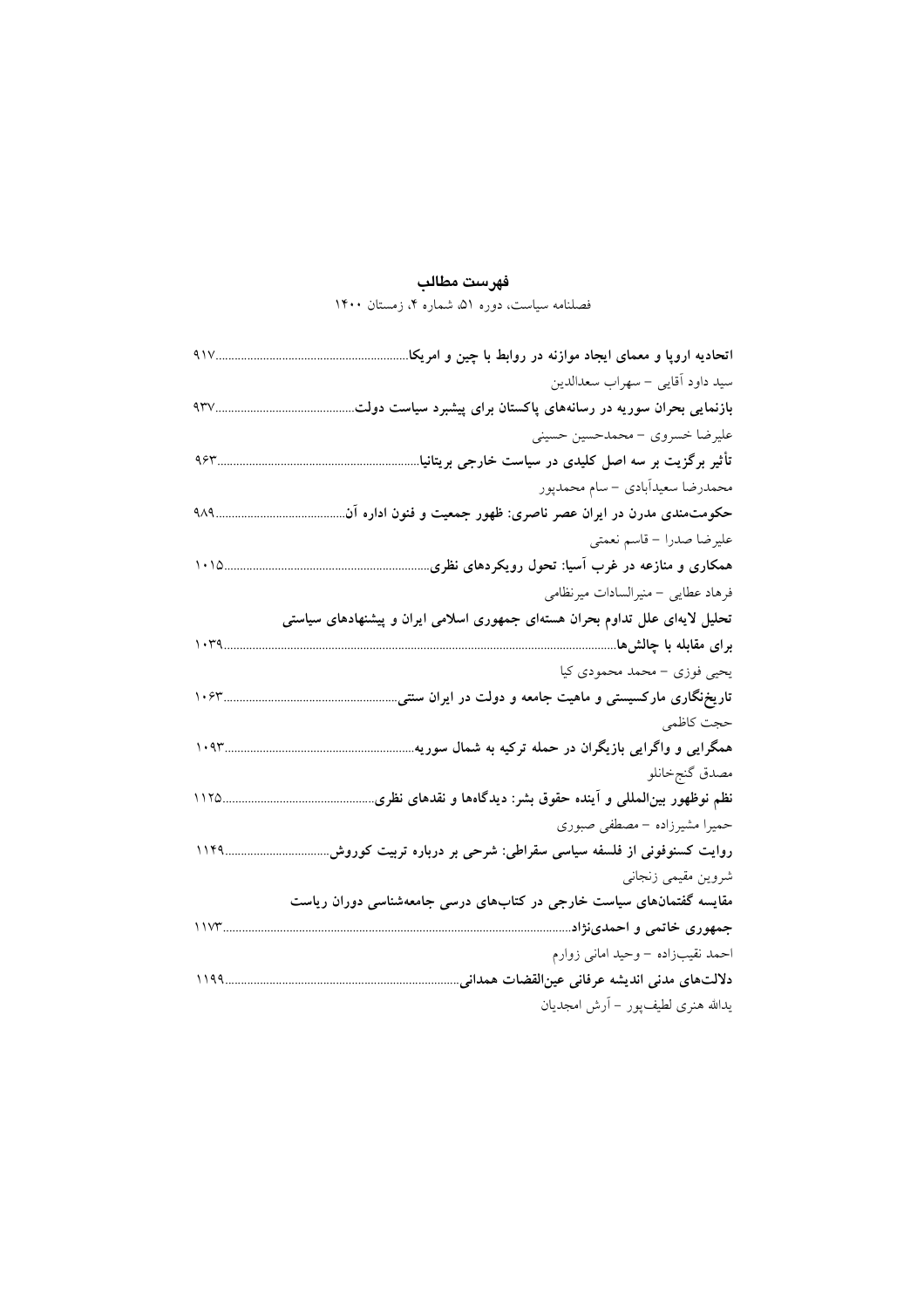# فهرست مطالب

فصلنامه سیاست، دوره ۵۱، شماره ۴، زمستان ۱۴۰۰

**اتحادیه اروپا و معمای ایجاد موازنه در روابط با چین و امریکا**........................................................ ۹۱۷

سید داود آقایی – سهراب سعدالدین

**بازنمایی بحران سوریه در رسانه‌های پاکستان برای پیشبرد سیاست دولت**........................................ ۹۳۷

علیرضا خسروی – محمدحسین حسینی

**تأثیر برگزیت بر سه اصل کلیدی در سیاست خارجی بریتانیا**........................................................ ۹۶۳

محمدرضا سعیدآبادی – سام محمدپور

**حکومت‌مندی مدرن در ایران عصر ناصری: ظهور جمعیت و فنون اداره آن**........................................ ۹۸۹

علیرضا صدرا – قاسم نعمتی

**همکاری و منازعه در غرب آسیا: تحول رویکردهای نظری**........................................................ ۱۰۱۵

فرهاد عطایی – منیرالسادات میرنظامی

**تحلیل لایه‌ای علل تداوم بحران هسته‌ای جمهوری اسلامی ایران و پیشنهادهای سیاستی برای مقابله با چالش‌ها**........................................................ ۱۰۳۹

یحیی فوزی – محمد محمودی کیا

**تاریخ‌نگاری مارکسیستی و ماهیت جامعه و دولت در ایران سنتی**........................................................ ۱۰۶۳

حجت کاظمی

**همگرایی و واگرایی بازیگران در حمله ترکیه به شمال سوریه**........................................................ ۱۰۹۳

مصدق گنج‌خانلو

**نظم نوظهور بین‌المللی و آینده حقوق بشر: دیدگاه‌ها و نقدهای نظری**........................................................ ۱۱۲۵

حمیرا مشیرزاده – مصطفی صبوری

**روایت کسنوفونی از فلسفه سیاسی سقراطی: شرحی بر درباره تربیت کوروش**........................................ ۱۱۴۹

شروین مقیمی زنجانی

**مقایسه گفتمان‌های سیاست خارجی در کتاب‌های درسی جامعه‌شناسی دوران ریاست جمهوری خاتمی و احمدی‌نژاد**........................................................ ۱۱۷۳

احمد نقیب‌زاده – وحید امانی زوارم

**دلالت‌های مدنی اندیشه عرفانی عین‌القضات همدانی**........................................................ ۱۱۹۹

یدالله هنری لطیف‌پور – آرش امجدیان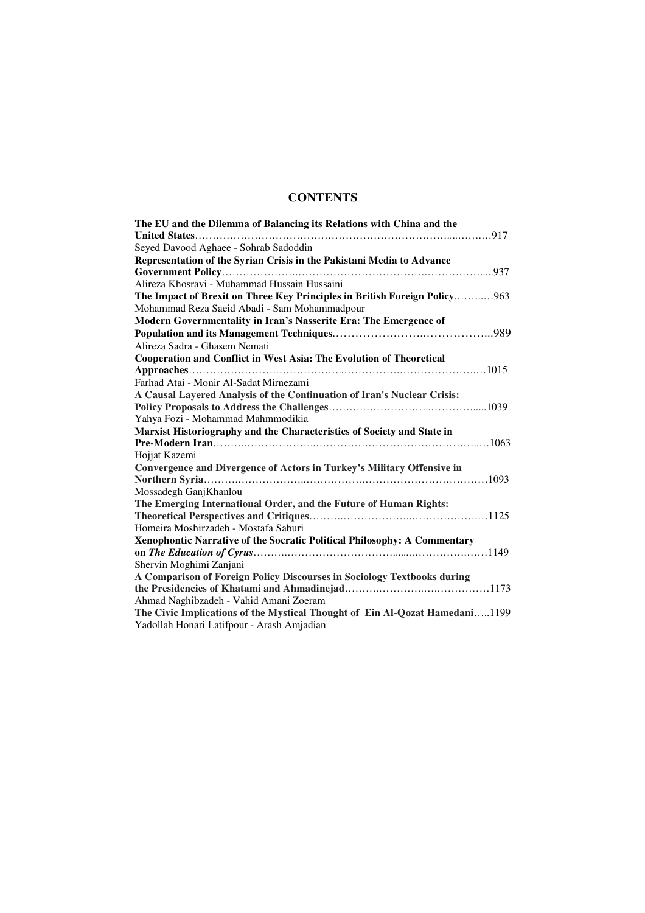## CONTENTS

**The EU and the Dilemma of Balancing its Relations with China and the United States**……………………………………………………………………...……….917
Seyed Davood Aghaee - Sohrab Sadoddin

**Representation of the Syrian Crisis in the Pakistani Media to Advance Government Policy**…………………..……………………………………..…………....937
Alireza Khosravi - Muhammad Hussain Hussaini

**The Impact of Brexit on Three Key Principles in British Foreign Policy**……...…963
Mohammad Reza Saeid Abadi - Sam Mohammadpour

**Modern Governmentality in Iran's Nasserite Era: The Emergence of Population and its Management Techniques**………………..……..……………...989
Alireza Sadra - Ghasem Nemati

**Cooperation and Conflict in West Asia: The Evolution of Theoretical Approaches**…………………..………………..…………….…………………….1015
Farhad Atai - Monir Al-Sadat Mirnezami

**A Causal Layered Analysis of the Continuation of Iran's Nuclear Crisis: Policy Proposals to Address the Challenges**………….…………...…………....1039
Yahya Fozi - Mohammad Mahmmodikia

**Marxist Historiography and the Characteristics of Society and State in Pre-Modern Iran**……….………………..…………………………………………..1063
Hojjat Kazemi

**Convergence and Divergence of Actors in Turkey's Military Offensive in Northern Syria**……….………………..……………….…………………………………1093
Mossadegh GanjKhanlou

**The Emerging International Order, and the Future of Human Rights: Theoretical Perspectives and Critiques**……….………………..…………………….1125
Homeira Moshirzadeh - Mostafa Saburi

**Xenophontic Narrative of the Socratic Political Philosophy: A Commentary on *The Education of Cyrus***……….…………………………......……………….…1149
Shervin Moghimi Zanjani

**A Comparison of Foreign Policy Discourses in Sociology Textbooks during the Presidencies of Khatami and Ahmadinejad**……….………….….……………1173
Ahmad Naghibzadeh - Vahid Amani Zoeram

**The Civic Implications of the Mystical Thought of Ein Al-Qozat Hamedani**…..1199
Yadollah Honari Latifpour - Arash Amjadian